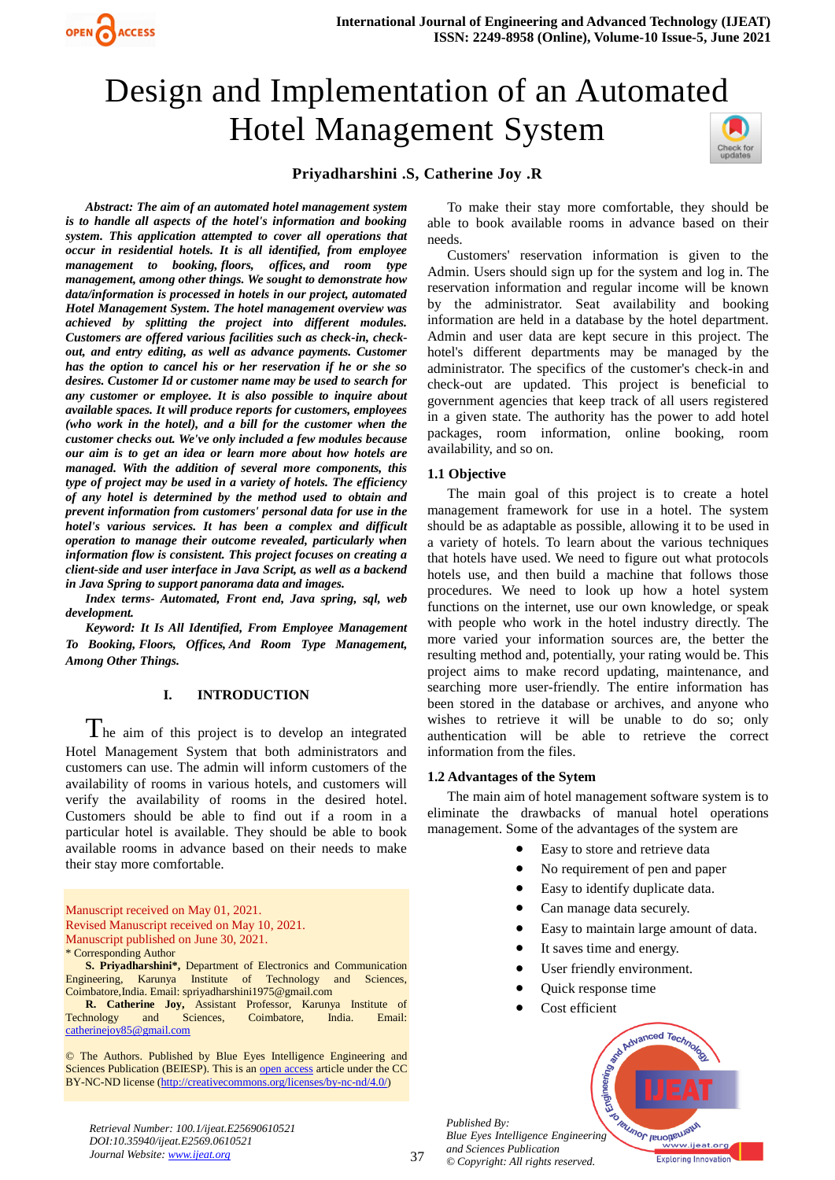# Design and Implementation of an Automated Hotel Management System

**Priyadharshini .S, Catherine Joy .R**

***Abstract:*** ***The aim of an automated hotel management system is to handle all aspects of the hotel's information and booking system. This application attempted to cover all operations that occur in residential hotels. It is all identified, from employee management to booking, floors, offices, and room type management, among other things. We sought to demonstrate how data/information is processed in hotels in our project, automated Hotel Management System. The hotel management overview was achieved by splitting the project into different modules. Customers are offered various facilities such as check-in, check-out, and entry editing, as well as advance payments. Customer has the option to cancel his or her reservation if he or she so desires. Customer Id or customer name may be used to search for any customer or employee. It is also possible to inquire about available spaces. It will produce reports for customers, employees (who work in the hotel), and a bill for the customer when the customer checks out. We've only included a few modules because our aim is to get an idea or learn more about how hotels are managed. With the addition of several more components, this type of project may be used in a variety of hotels. The efficiency of any hotel is determined by the method used to obtain and prevent information from customers' personal data for use in the hotel's various services. It has been a complex and difficult operation to manage their outcome revealed, particularly when information flow is consistent. This project focuses on creating a client-side and user interface in Java Script, as well as a backend in Java Spring to support panorama data and images.***

***Index terms-*** ***Automated, Front end, Java spring, sql, web development.***

***Keyword:*** ***It Is All Identified, From Employee Management To Booking, Floors, Offices, And Room Type Management, Among Other Things.***

## I. INTRODUCTION

The aim of this project is to develop an integrated Hotel Management System that both administrators and customers can use. The admin will inform customers of the availability of rooms in various hotels, and customers will verify the availability of rooms in the desired hotel. Customers should be able to find out if a room in a particular hotel is available. They should be able to book available rooms in advance based on their needs to make their stay more comfortable.

To make their stay more comfortable, they should be able to book available rooms in advance based on their needs.

Customers' reservation information is given to the Admin. Users should sign up for the system and log in. The reservation information and regular income will be known by the administrator. Seat availability and booking information are held in a database by the hotel department. Admin and user data are kept secure in this project. The hotel's different departments may be managed by the administrator. The specifics of the customer's check-in and check-out are updated. This project is beneficial to government agencies that keep track of all users registered in a given state. The authority has the power to add hotel packages, room information, online booking, room availability, and so on.

### 1.1 Objective

The main goal of this project is to create a hotel management framework for use in a hotel. The system should be as adaptable as possible, allowing it to be used in a variety of hotels. To learn about the various techniques that hotels have used. We need to figure out what protocols hotels use, and then build a machine that follows those procedures. We need to look up how a hotel system functions on the internet, use our own knowledge, or speak with people who work in the hotel industry directly. The more varied your information sources are, the better the resulting method and, potentially, your rating would be. This project aims to make record updating, maintenance, and searching more user-friendly. The entire information has been stored in the database or archives, and anyone who wishes to retrieve it will be unable to do so; only authentication will be able to retrieve the correct information from the files.

### 1.2 Advantages of the Sytem

The main aim of hotel management software system is to eliminate the drawbacks of manual hotel operations management. Some of the advantages of the system are

- Easy to store and retrieve data
- No requirement of pen and paper
- Easy to identify duplicate data.
- Can manage data securely.
- Easy to maintain large amount of data.
- It saves time and energy.
- User friendly environment.
- Quick response time
- Cost efficient

Manuscript received on May 01, 2021.
Revised Manuscript received on May 10, 2021.
Manuscript published on June 30, 2021.
\* Corresponding Author

**S. Priyadharshini\*,** Department of Electronics and Communication Engineering, Karunya Institute of Technology and Sciences, Coimbatore,India. Email: spriyadharshini1975@gmail.com

**R. Catherine Joy,** Assistant Professor, Karunya Institute of Technology and Sciences, Coimbatore, India. Email: catherinejoy85@gmail.com

© The Authors. Published by Blue Eyes Intelligence Engineering and Sciences Publication (BEIESP). This is an open access article under the CC BY-NC-ND license (http://creativecommons.org/licenses/by-nc-nd/4.0/)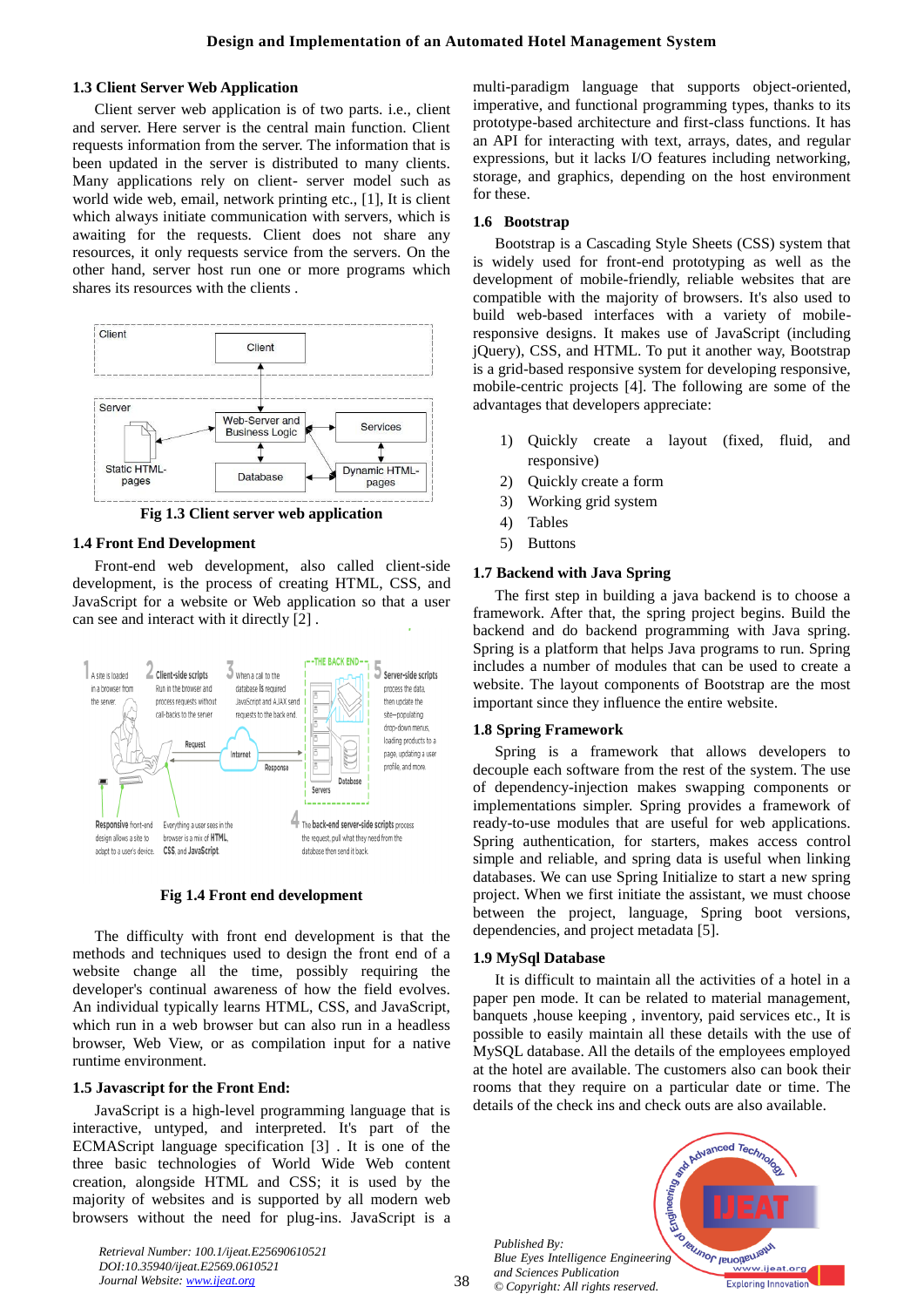### 1.3 Client Server Web Application

Client server web application is of two parts. i.e., client and server. Here server is the central main function. Client requests information from the server. The information that is been updated in the server is distributed to many clients. Many applications rely on client- server model such as world wide web, email, network printing etc., [1], It is client which always initiate communication with servers, which is awaiting for the requests. Client does not share any resources, it only requests service from the servers. On the other hand, server host run one or more programs which shares its resources with the clients .

**Fig 1.3 Client server web application**

### 1.4 Front End Development

Front-end web development, also called client-side development, is the process of creating HTML, CSS, and JavaScript for a website or Web application so that a user can see and interact with it directly [2] .

**Fig 1.4 Front end development**

The difficulty with front end development is that the methods and techniques used to design the front end of a website change all the time, possibly requiring the developer's continual awareness of how the field evolves. An individual typically learns HTML, CSS, and JavaScript, which run in a web browser but can also run in a headless browser, Web View, or as compilation input for a native runtime environment.

### 1.5 Javascript for the Front End:

JavaScript is a high-level programming language that is interactive, untyped, and interpreted. It's part of the ECMAScript language specification [3] . It is one of the three basic technologies of World Wide Web content creation, alongside HTML and CSS; it is used by the majority of websites and is supported by all modern web browsers without the need for plug-ins. JavaScript is a multi-paradigm language that supports object-oriented, imperative, and functional programming types, thanks to its prototype-based architecture and first-class functions. It has an API for interacting with text, arrays, dates, and regular expressions, but it lacks I/O features including networking, storage, and graphics, depending on the host environment for these.

### 1.6 Bootstrap

Bootstrap is a Cascading Style Sheets (CSS) system that is widely used for front-end prototyping as well as the development of mobile-friendly, reliable websites that are compatible with the majority of browsers. It's also used to build web-based interfaces with a variety of mobile-responsive designs. It makes use of JavaScript (including jQuery), CSS, and HTML. To put it another way, Bootstrap is a grid-based responsive system for developing responsive, mobile-centric projects [4]. The following are some of the advantages that developers appreciate:

1) Quickly create a layout (fixed, fluid, and responsive)
2) Quickly create a form
3) Working grid system
4) Tables
5) Buttons

### 1.7 Backend with Java Spring

The first step in building a java backend is to choose a framework. After that, the spring project begins. Build the backend and do backend programming with Java spring. Spring is a platform that helps Java programs to run. Spring includes a number of modules that can be used to create a website. The layout components of Bootstrap are the most important since they influence the entire website.

### 1.8 Spring Framework

Spring is a framework that allows developers to decouple each software from the rest of the system. The use of dependency-injection makes swapping components or implementations simpler. Spring provides a framework of ready-to-use modules that are useful for web applications. Spring authentication, for starters, makes access control simple and reliable, and spring data is useful when linking databases. We can use Spring Initialize to create a new spring project. When we first initiate the assistant, we must choose between the project, language, Spring boot versions, dependencies, and project metadata [5].

### 1.9 MySql Database

It is difficult to maintain all the activities of a hotel in a paper pen mode. It can be related to material management, banquets ,house keeping , inventory, paid services etc., It is possible to easily maintain all these details with the use of MySQL database. All the details of the employees employed at the hotel are available. The customers also can book their rooms that they require on a particular date or time. The details of the check ins and check outs are also available.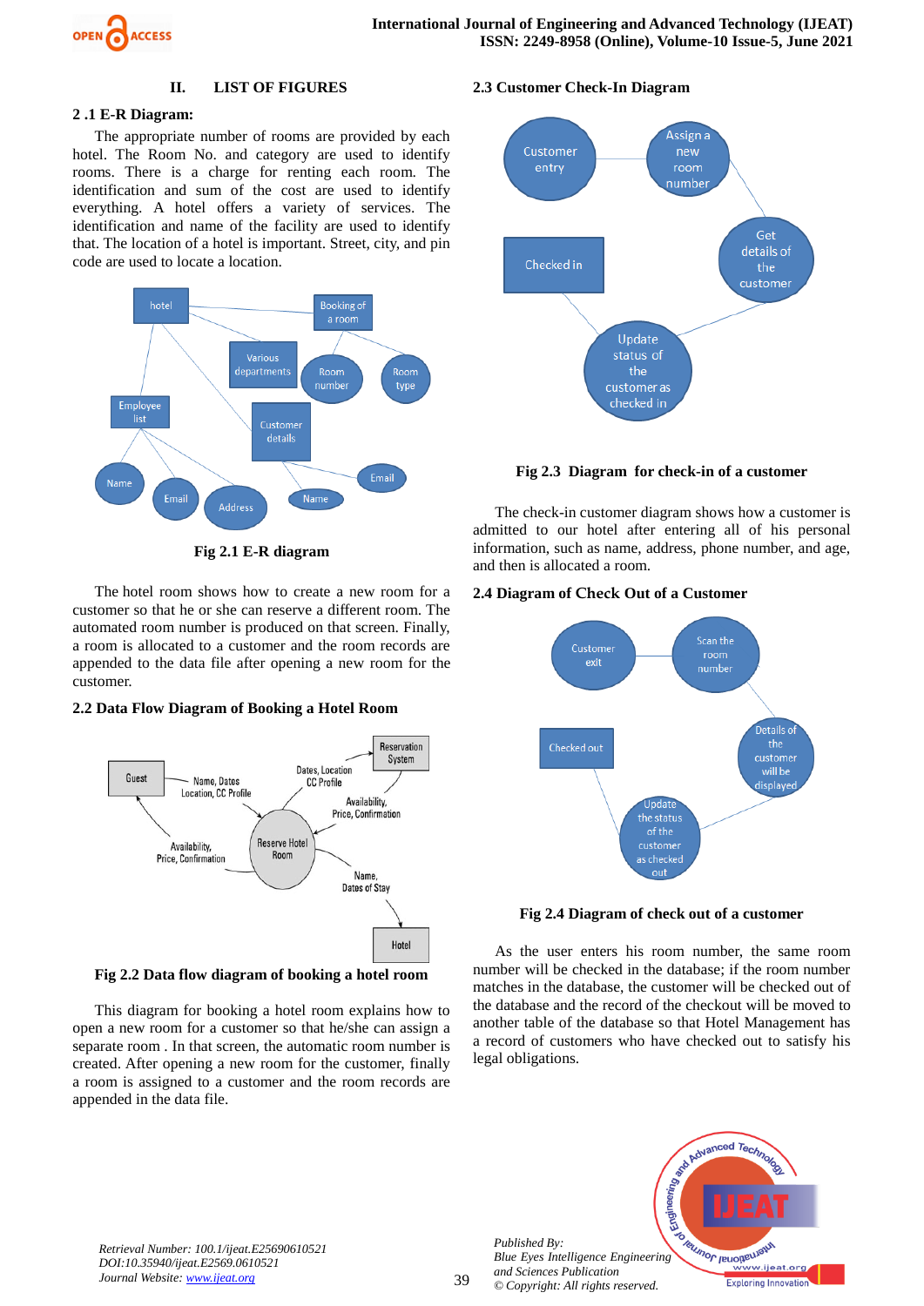## II. LIST OF FIGURES

### 2 .1 E-R Diagram:

The appropriate number of rooms are provided by each hotel. The Room No. and category are used to identify rooms. There is a charge for renting each room. The identification and sum of the cost are used to identify everything. A hotel offers a variety of services. The identification and name of the facility are used to identify that. The location of a hotel is important. Street, city, and pin code are used to locate a location.

**Fig 2.1 E-R diagram**

The hotel room shows how to create a new room for a customer so that he or she can reserve a different room. The automated room number is produced on that screen. Finally, a room is allocated to a customer and the room records are appended to the data file after opening a new room for the customer.

### 2.2 Data Flow Diagram of Booking a Hotel Room

**Fig 2.2 Data flow diagram of booking a hotel room**

This diagram for booking a hotel room explains how to open a new room for a customer so that he/she can assign a separate room . In that screen, the automatic room number is created. After opening a new room for the customer, finally a room is assigned to a customer and the room records are appended in the data file.

### 2.3 Customer Check-In Diagram

**Fig 2.3 Diagram for check-in of a customer**

The check-in customer diagram shows how a customer is admitted to our hotel after entering all of his personal information, such as name, address, phone number, and age, and then is allocated a room.

### 2.4 Diagram of Check Out of a Customer

**Fig 2.4 Diagram of check out of a customer**

As the user enters his room number, the same room number will be checked in the database; if the room number matches in the database, the customer will be checked out of the database and the record of the checkout will be moved to another table of the database so that Hotel Management has a record of customers who have checked out to satisfy his legal obligations.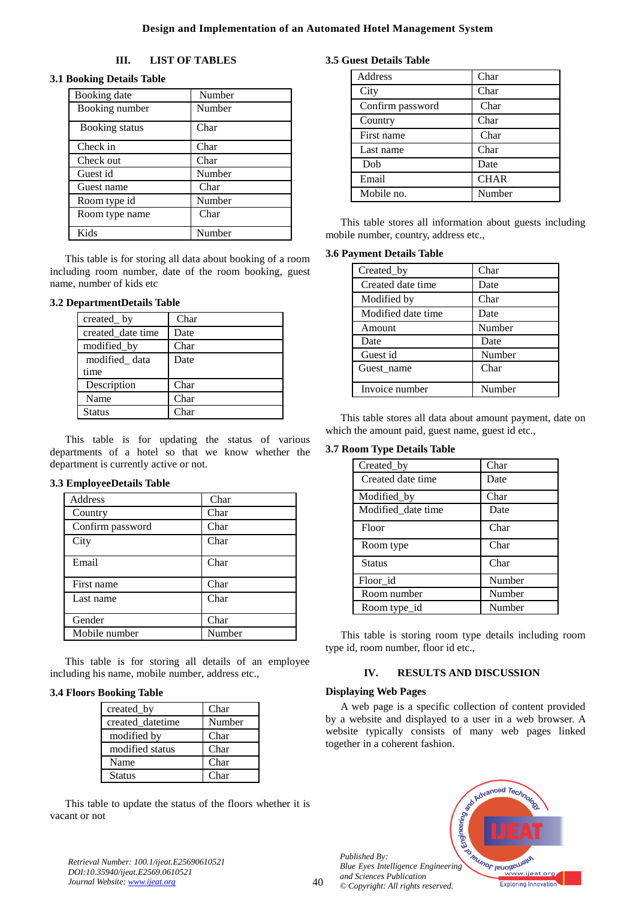## III. LIST OF TABLES

### 3.1 Booking Details Table

| Booking date | Number |
|---|---|
| Booking number | Number |
| Booking status | Char |
| Check in | Char |
| Check out | Char |
| Guest id | Number |
| Guest name | Char |
| Room type id | Number |
| Room type name | Char |
| Kids | Number |

This table is for storing all data about booking of a room including room number, date of the room booking, guest name, number of kids etc

### 3.2 DepartmentDetails Table

| created_ by | Char |
|---|---|
| created_date time | Date |
| modified_by | Char |
| modified_ data time | Date |
| Description | Char |
| Name | Char |
| Status | Char |

This table is for updating the status of various departments of a hotel so that we know whether the department is currently active or not.

### 3.3 EmployeeDetails Table

| Address | Char |
|---|---|
| Country | Char |
| Confirm password | Char |
| City | Char |
| Email | Char |
| First name | Char |
| Last name | Char |
| Gender | Char |
| Mobile number | Number |

This table is for storing all details of an employee including his name, mobile number, address etc.,

### 3.4 Floors Booking Table

| created_by | Char |
|---|---|
| created_datetime | Number |
| modified by | Char |
| modified status | Char |
| Name | Char |
| Status | Char |

This table to update the status of the floors whether it is vacant or not

### 3.5 Guest Details Table

| Address | Char |
|---|---|
| City | Char |
| Confirm password | Char |
| Country | Char |
| First name | Char |
| Last name | Char |
| Dob | Date |
| Email | CHAR |
| Mobile no. | Number |

This table stores all information about guests including mobile number, country, address etc.,

### 3.6 Payment Details Table

| Created_by | Char |
|---|---|
| Created date time | Date |
| Modified by | Char |
| Modified date time | Date |
| Amount | Number |
| Date | Date |
| Guest id | Number |
| Guest_name | Char |
| Invoice number | Number |

This table stores all data about amount payment, date on which the amount paid, guest name, guest id etc.,

### 3.7 Room Type Details Table

| Created_by | Char |
|---|---|
| Created date time | Date |
| Modified_by | Char |
| Modified_date time | Date |
| Floor | Char |
| Room type | Char |
| Status | Char |
| Floor_id | Number |
| Room number | Number |
| Room type_id | Number |

This table is storing room type details including room type id, room number, floor id etc.,

## IV. RESULTS AND DISCUSSION

### Displaying Web Pages

A web page is a specific collection of content provided by a website and displayed to a user in a web browser. A website typically consists of many web pages linked together in a coherent fashion.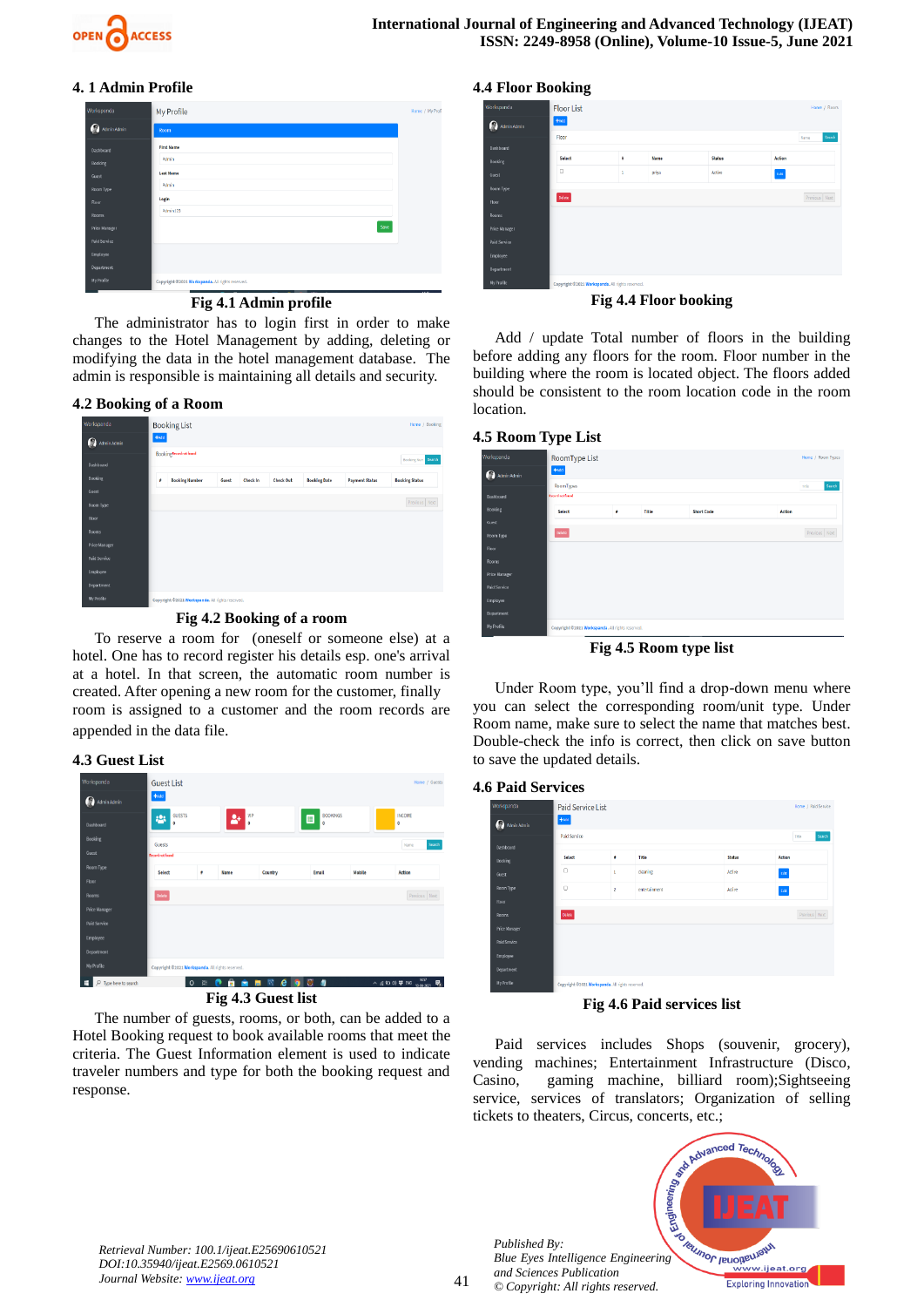### 4. 1 Admin Profile

Fig 4.1 Admin profile

The administrator has to login first in order to make changes to the Hotel Management by adding, deleting or modifying the data in the hotel management database. The admin is responsible is maintaining all details and security.

### 4.2 Booking of a Room

Fig 4.2 Booking of a room

To reserve a room for (oneself or someone else) at a hotel. One has to record register his details esp. one's arrival at a hotel. In that screen, the automatic room number is created. After opening a new room for the customer, finally room is assigned to a customer and the room records are appended in the data file.

### 4.3 Guest List

Fig 4.3 Guest list

The number of guests, rooms, or both, can be added to a Hotel Booking request to book available rooms that meet the criteria. The Guest Information element is used to indicate traveler numbers and type for both the booking request and response.

### 4.4 Floor Booking

Fig 4.4 Floor booking

Add / update Total number of floors in the building before adding any floors for the room. Floor number in the building where the room is located object. The floors added should be consistent to the room location code in the room location.

### 4.5 Room Type List

Fig 4.5 Room type list

Under Room type, you'll find a drop-down menu where you can select the corresponding room/unit type. Under Room name, make sure to select the name that matches best. Double-check the info is correct, then click on save button to save the updated details.

### 4.6 Paid Services

Fig 4.6 Paid services list

Paid services includes Shops (souvenir, grocery), vending machines; Entertainment Infrastructure (Disco, Casino, gaming machine, billiard room);Sightseeing service, services of translators; Organization of selling tickets to theaters, Circus, concerts, etc.;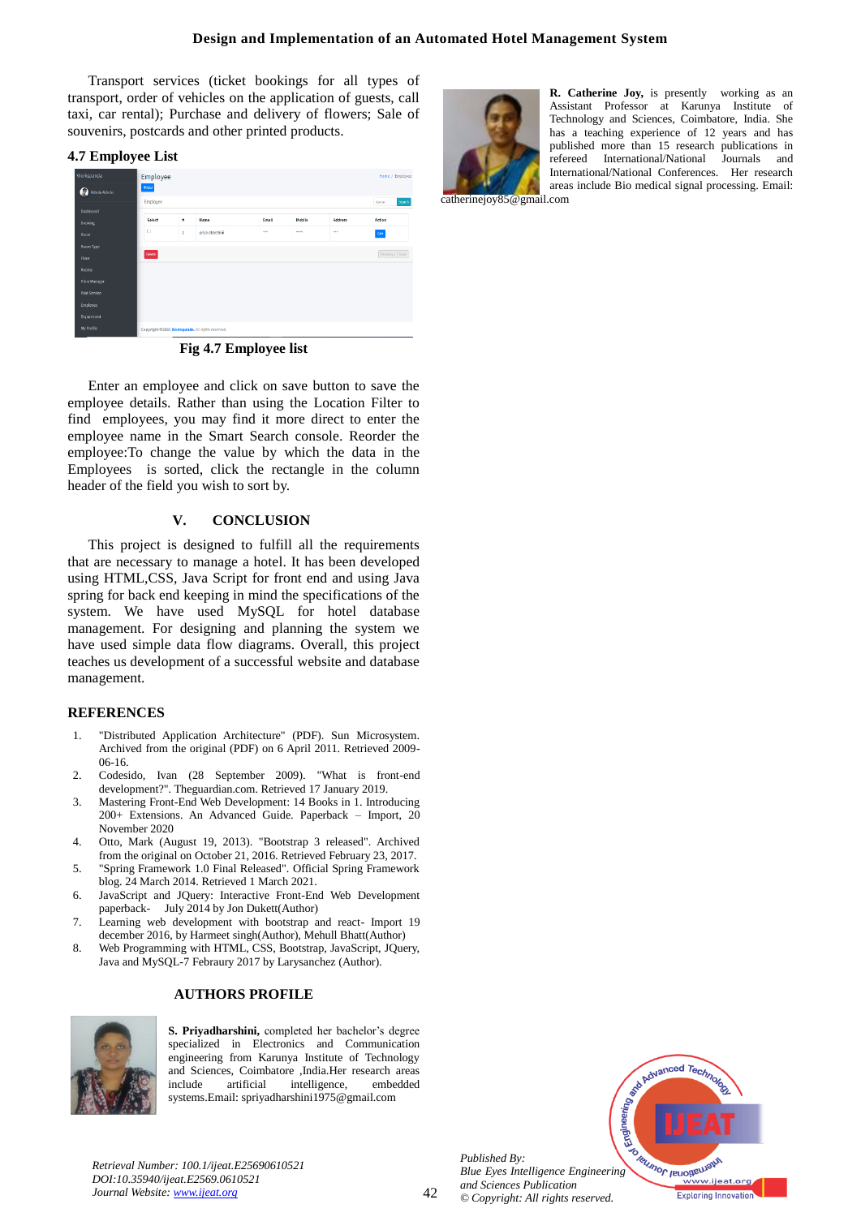Transport services (ticket bookings for all types of transport, order of vehicles on the application of guests, call taxi, car rental); Purchase and delivery of flowers; Sale of souvenirs, postcards and other printed products.

### 4.7 Employee List

Fig 4.7 Employee list

Enter an employee and click on save button to save the employee details. Rather than using the Location Filter to find employees, you may find it more direct to enter the employee name in the Smart Search console. Reorder the employee:To change the value by which the data in the Employees is sorted, click the rectangle in the column header of the field you wish to sort by.

## V. CONCLUSION

This project is designed to fulfill all the requirements that are necessary to manage a hotel. It has been developed using HTML,CSS, Java Script for front end and using Java spring for back end keeping in mind the specifications of the system. We have used MySQL for hotel database management. For designing and planning the system we have used simple data flow diagrams. Overall, this project teaches us development of a successful website and database management.

## REFERENCES

1. "Distributed Application Architecture" (PDF). Sun Microsystem. Archived from the original (PDF) on 6 April 2011. Retrieved 2009-06-16.
2. Codesido, Ivan (28 September 2009). "What is front-end development?". Theguardian.com. Retrieved 17 January 2019.
3. Mastering Front-End Web Development: 14 Books in 1. Introducing 200+ Extensions. An Advanced Guide. Paperback – Import, 20 November 2020
4. Otto, Mark (August 19, 2013). "Bootstrap 3 released". Archived from the original on October 21, 2016. Retrieved February 23, 2017.
5. "Spring Framework 1.0 Final Released". Official Spring Framework blog. 24 March 2014. Retrieved 1 March 2021.
6. JavaScript and JQuery: Interactive Front-End Web Development paperback- July 2014 by Jon Dukett(Author)
7. Learning web development with bootstrap and react- Import 19 december 2016, by Harmeet singh(Author), Mehull Bhatt(Author)
8. Web Programming with HTML, CSS, Bootstrap, JavaScript, JQuery, Java and MySQL-7 Febraury 2017 by Larysanchez (Author).

## AUTHORS PROFILE

**S. Priyadharshini,** completed her bachelor's degree specialized in Electronics and Communication engineering from Karunya Institute of Technology and Sciences, Coimbatore ,India.Her research areas include artificial intelligence, embedded systems.Email: spriyadharshini1975@gmail.com

**R. Catherine Joy,** is presently working as an Assistant Professor at Karunya Institute of Technology and Sciences, Coimbatore, India. She has a teaching experience of 12 years and has published more than 15 research publications in refereed International/National Journals and International/National Conferences. Her research areas include Bio medical signal processing. Email: catherinejoy85@gmail.com